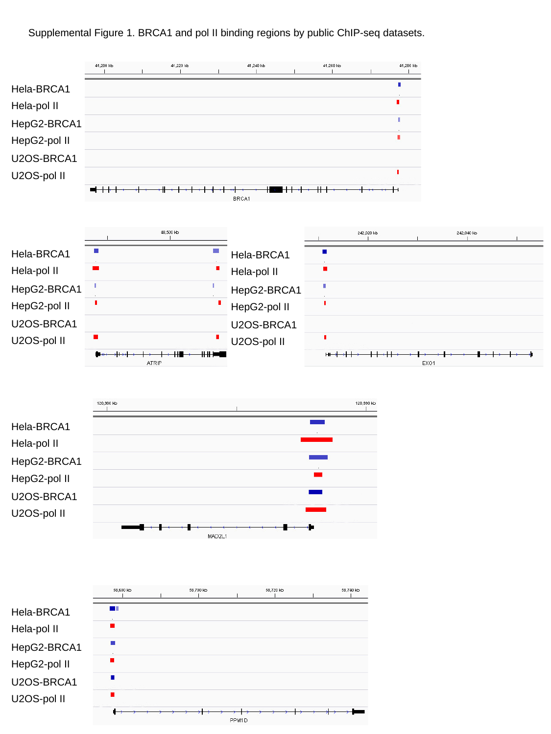Supplemental Figure 1. BRCA1 and pol II binding regions by public ChIP-seq datasets.

41,200 kb
41,220 kb
41,240 kb
41,260 kb
41,280 kb

Hela-BRCA1
Hela-pol II
HepG2-BRCA1
HepG2-pol II
U2OS-BRCA1
U2OS-pol II

BRCA1

48,500 kb

Hela-BRCA1
Hela-pol II
HepG2-BRCA1
HepG2-pol II
U2OS-BRCA1
U2OS-pol II

ATRIP

242,020 kb
242,040 kb

Hela-BRCA1
Hela-pol II
HepG2-BRCA1
HepG2-pol II
U2OS-BRCA1
U2OS-pol II

EXO1

120,980 kb
120,990 kb

Hela-BRCA1
Hela-pol II
HepG2-BRCA1
HepG2-pol II
U2OS-BRCA1
U2OS-pol II

MAD2L1

58,680 kb
58,700 kb
58,720 kb
58,740 kb

Hela-BRCA1
Hela-pol II
HepG2-BRCA1
HepG2-pol II
U2OS-BRCA1
U2OS-pol II

PPM1D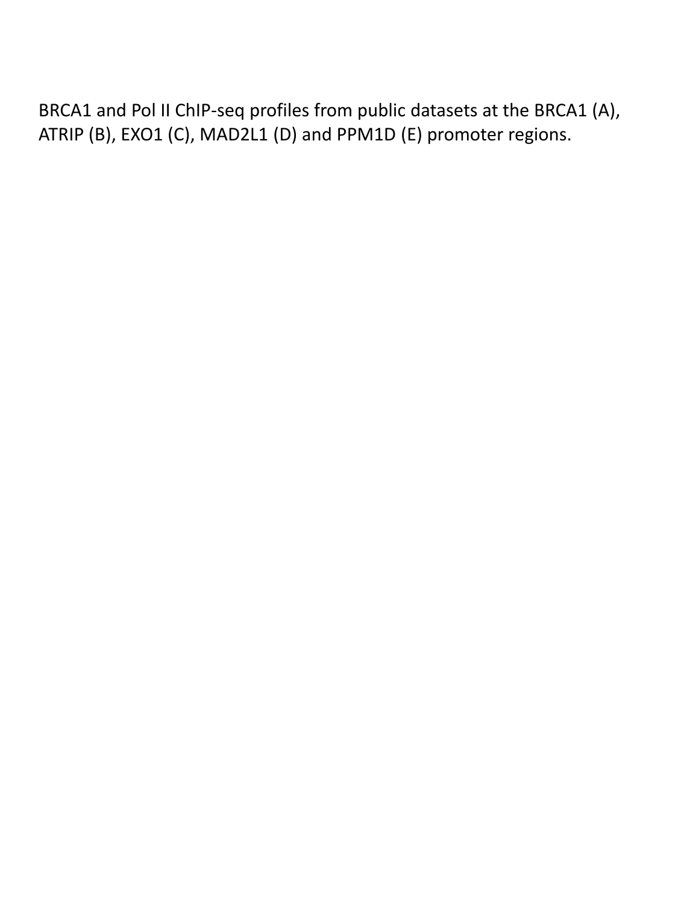BRCA1 and Pol II ChIP-seq profiles from public datasets at the BRCA1 (A), ATRIP (B), EXO1 (C), MAD2L1 (D) and PPM1D (E) promoter regions.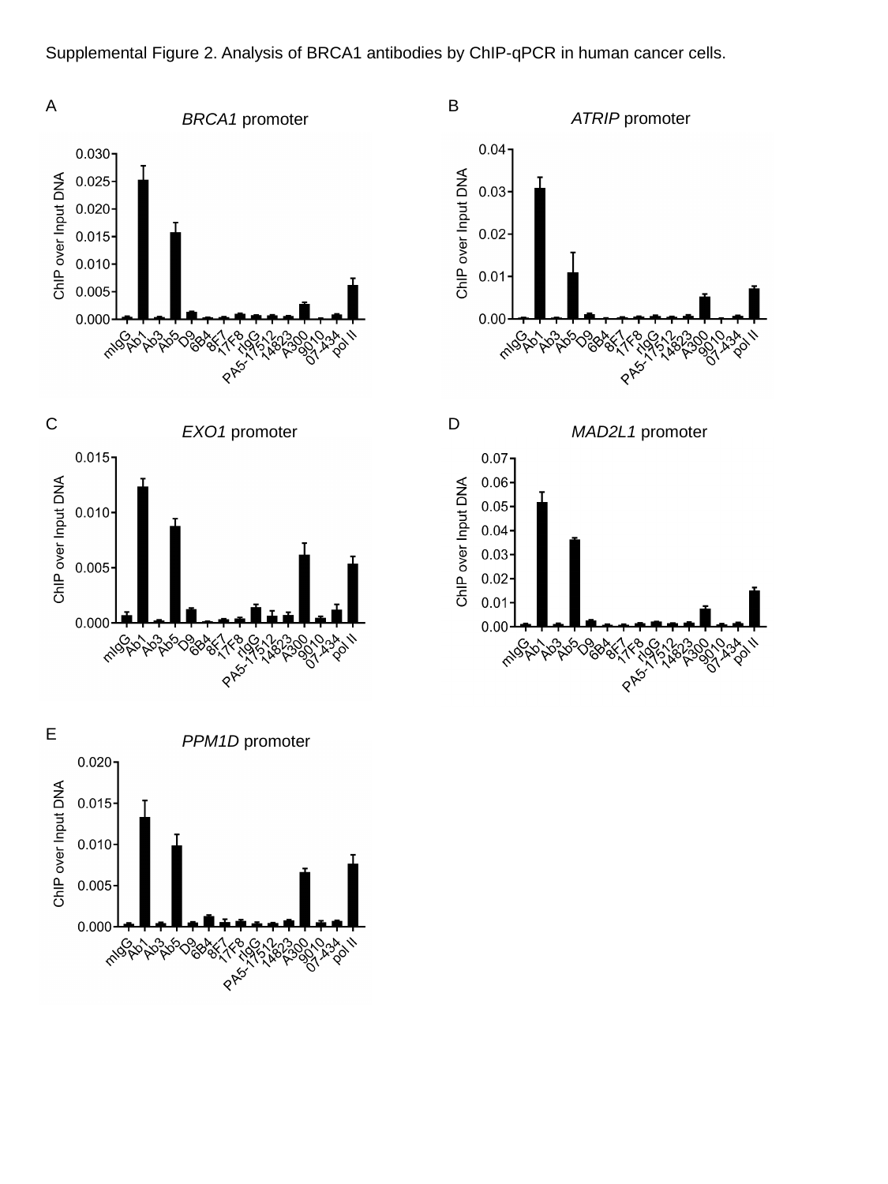Supplemental Figure 2. Analysis of BRCA1 antibodies by ChIP-qPCR in human cancer cells.

A

*BRCA1* promoter

ChIP over Input DNA

0.030
0.025
0.020
0.015
0.010
0.005
0.000

mIgG Ab1 Ab3 Ab5 D9 6B4 8F7 17F8 rIgG PA5-17512 14823 A300 9010 07-434 pol II

B

*ATRIP* promoter

ChIP over Input DNA

0.04
0.03
0.02
0.01
0.00

mIgG Ab1 Ab3 Ab5 D9 6B4 8F7 17F8 rIgG PA5-17512 14823 A300 9010 07-434 pol II

C

*EXO1* promoter

ChIP over Input DNA

0.015
0.010
0.005
0.000

mIgG Ab1 Ab3 Ab5 D9 6B4 8F7 17F8 rIgG PA5-17512 14823 A300 9010 07-434 pol II

D

*MAD2L1* promoter

ChIP over Input DNA

0.07
0.06
0.05
0.04
0.03
0.02
0.01
0.00

mIgG Ab1 Ab3 Ab5 D9 6B4 8F7 17F8 rIgG PA5-17512 14823 A300 9010 07-434 pol II

E

*PPM1D* promoter

ChIP over Input DNA

0.020
0.015
0.010
0.005
0.000

mIgG Ab1 Ab3 Ab5 D9 6B4 8F7 17F8 rIgG PA5-17512 14823 A300 9010 07-434 pol II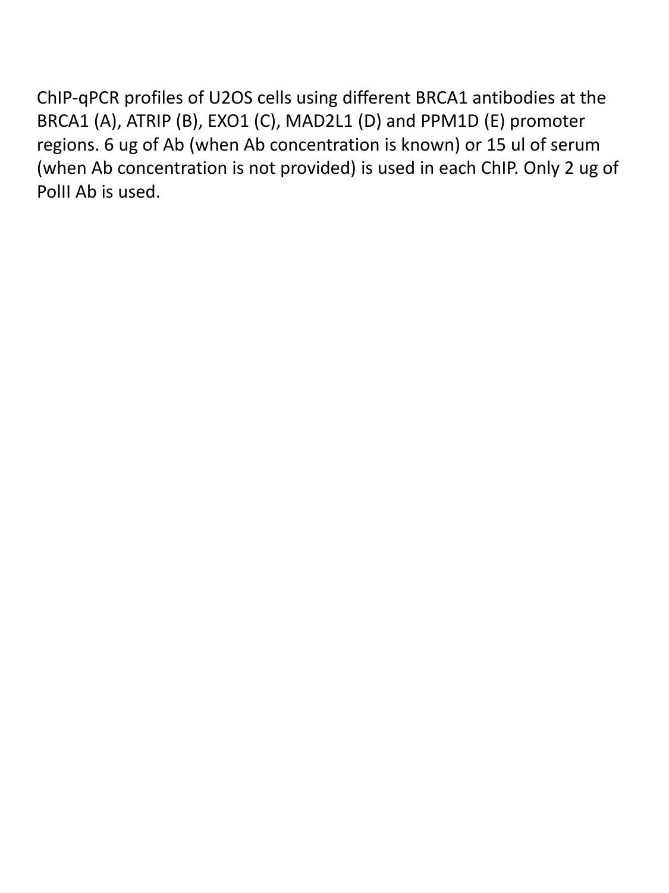ChIP-qPCR profiles of U2OS cells using different BRCA1 antibodies at the BRCA1 (A), ATRIP (B), EXO1 (C), MAD2L1 (D) and PPM1D (E) promoter regions. 6 ug of Ab (when Ab concentration is known) or 15 ul of serum (when Ab concentration is not provided) is used in each ChIP. Only 2 ug of PolII Ab is used.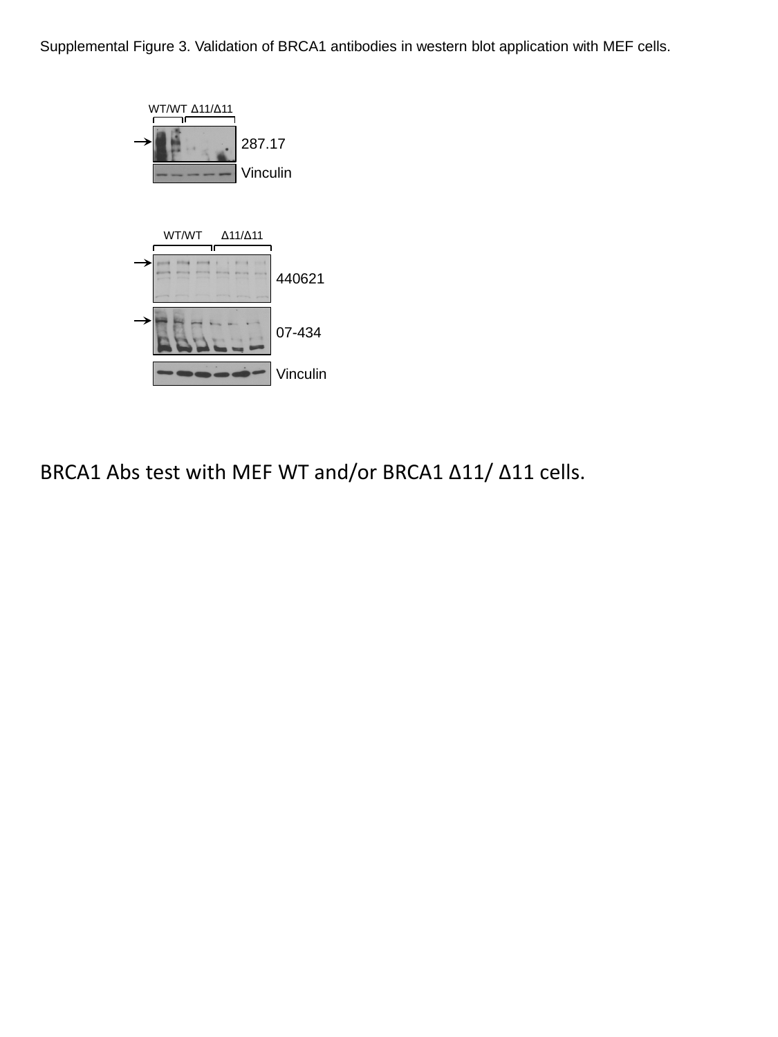Supplemental Figure 3. Validation of BRCA1 antibodies in western blot application with MEF cells.

WT/WT Δ11/Δ11

287.17

Vinculin

WT/WT Δ11/Δ11

440621

07-434

Vinculin

BRCA1 Abs test with MEF WT and/or BRCA1 Δ11/ Δ11 cells.